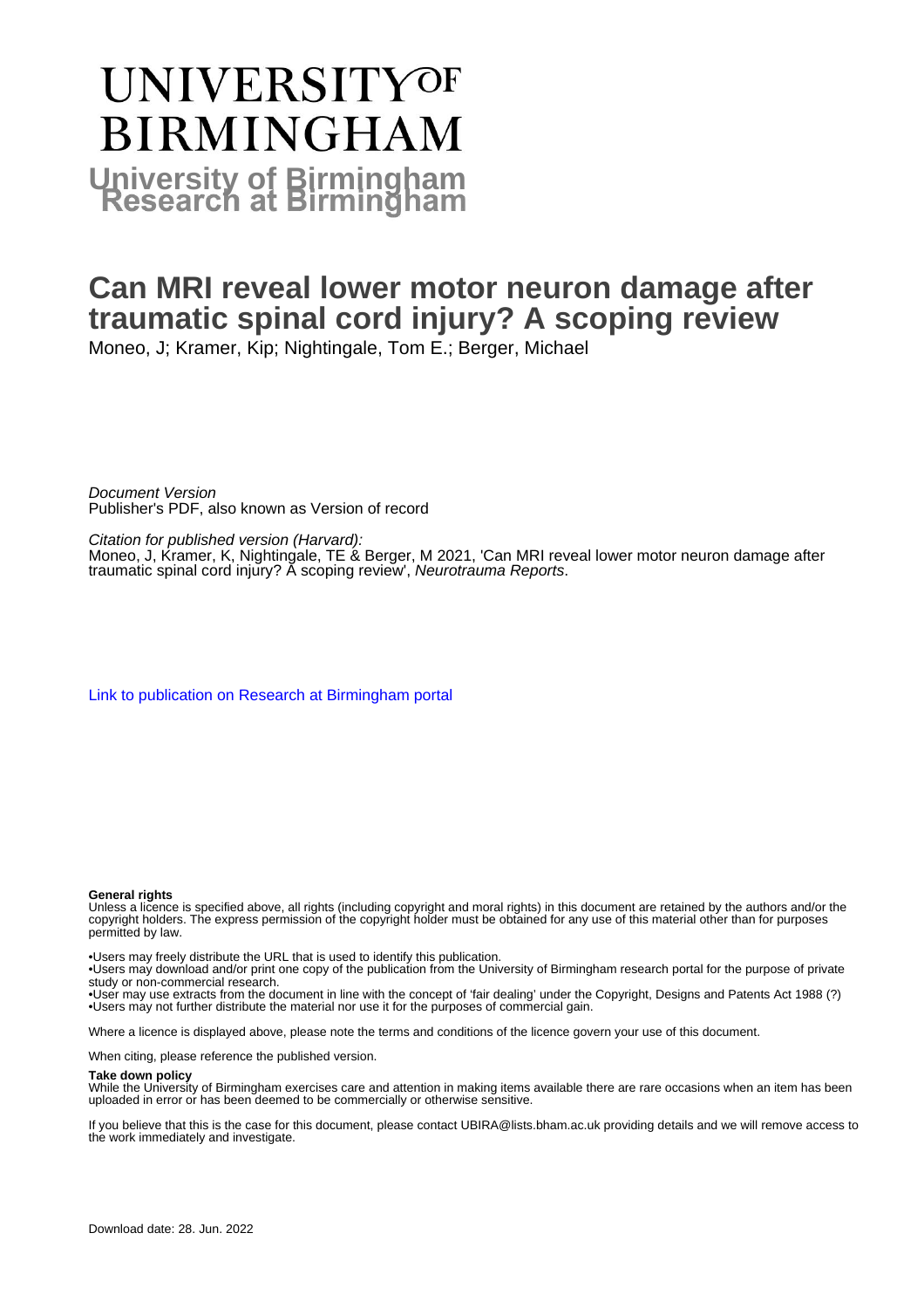UNIVERSITY OF BIRMINGHAM

University of Birmingham Research at Birmingham

# Can MRI reveal lower motor neuron damage after traumatic spinal cord injury? A scoping review

Moneo, J; Kramer, Kip; Nightingale, Tom E.; Berger, Michael

*Document Version*
Publisher's PDF, also known as Version of record

*Citation for published version (Harvard):*
Moneo, J, Kramer, K, Nightingale, TE & Berger, M 2021, 'Can MRI reveal lower motor neuron damage after traumatic spinal cord injury? A scoping review', *Neurotrauma Reports*.

Link to publication on Research at Birmingham portal

**General rights**

Unless a licence is specified above, all rights (including copyright and moral rights) in this document are retained by the authors and/or the copyright holders. The express permission of the copyright holder must be obtained for any use of this material other than for purposes permitted by law.

- •Users may freely distribute the URL that is used to identify this publication.
- •Users may download and/or print one copy of the publication from the University of Birmingham research portal for the purpose of private study or non-commercial research.
- •User may use extracts from the document in line with the concept of 'fair dealing' under the Copyright, Designs and Patents Act 1988 (?)
- •Users may not further distribute the material nor use it for the purposes of commercial gain.

Where a licence is displayed above, please note the terms and conditions of the licence govern your use of this document.

When citing, please reference the published version.

**Take down policy**

While the University of Birmingham exercises care and attention in making items available there are rare occasions when an item has been uploaded in error or has been deemed to be commercially or otherwise sensitive.

If you believe that this is the case for this document, please contact UBIRA@lists.bham.ac.uk providing details and we will remove access to the work immediately and investigate.

Download date: 28. Jun. 2022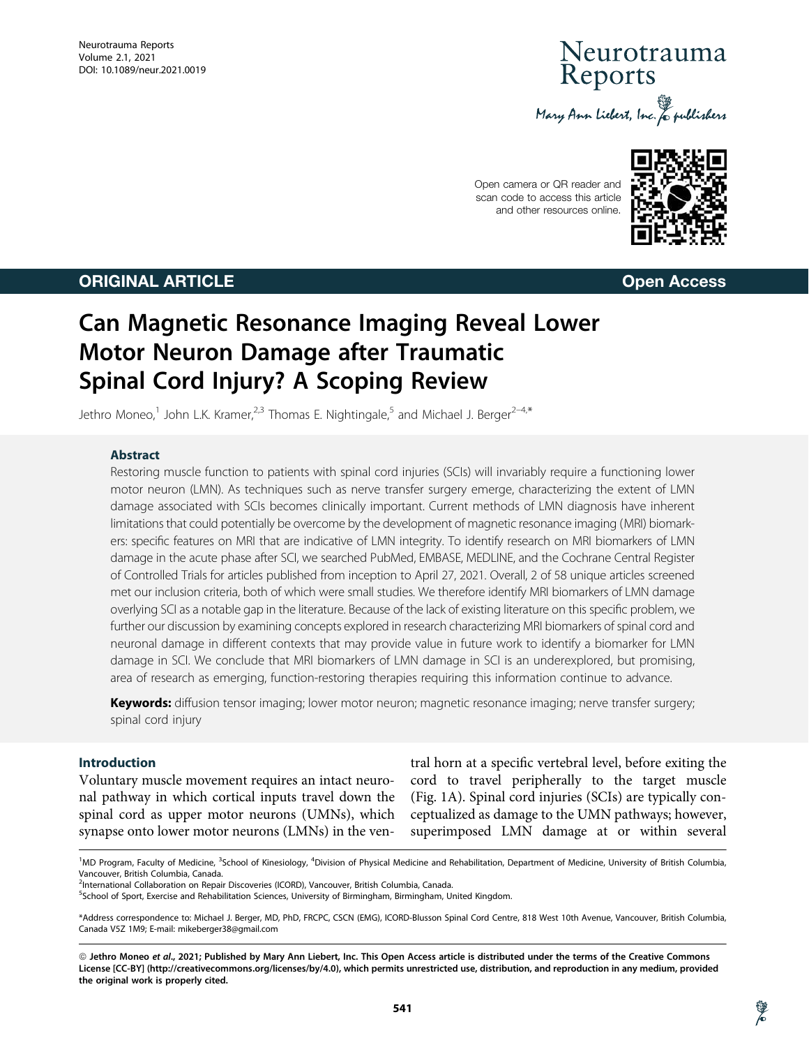ORIGINAL ARTICLE

Open Access

# Can Magnetic Resonance Imaging Reveal Lower Motor Neuron Damage after Traumatic Spinal Cord Injury? A Scoping Review

Jethro Moneo,[1] John L.K. Kramer,[2,3] Thomas E. Nightingale,[5] and Michael J. Berger[2–4,*]

## Abstract

Restoring muscle function to patients with spinal cord injuries (SCIs) will invariably require a functioning lower motor neuron (LMN). As techniques such as nerve transfer surgery emerge, characterizing the extent of LMN damage associated with SCIs becomes clinically important. Current methods of LMN diagnosis have inherent limitations that could potentially be overcome by the development of magnetic resonance imaging (MRI) biomarkers: specific features on MRI that are indicative of LMN integrity. To identify research on MRI biomarkers of LMN damage in the acute phase after SCI, we searched PubMed, EMBASE, MEDLINE, and the Cochrane Central Register of Controlled Trials for articles published from inception to April 27, 2021. Overall, 2 of 58 unique articles screened met our inclusion criteria, both of which were small studies. We therefore identify MRI biomarkers of LMN damage overlying SCI as a notable gap in the literature. Because of the lack of existing literature on this specific problem, we further our discussion by examining concepts explored in research characterizing MRI biomarkers of spinal cord and neuronal damage in different contexts that may provide value in future work to identify a biomarker for LMN damage in SCI. We conclude that MRI biomarkers of LMN damage in SCI is an underexplored, but promising, area of research as emerging, function-restoring therapies requiring this information continue to advance.

**Keywords:** diffusion tensor imaging; lower motor neuron; magnetic resonance imaging; nerve transfer surgery; spinal cord injury

## Introduction

Voluntary muscle movement requires an intact neuronal pathway in which cortical inputs travel down the spinal cord as upper motor neurons (UMNs), which synapse onto lower motor neurons (LMNs) in the ventral horn at a specific vertebral level, before exiting the cord to travel peripherally to the target muscle (Fig. 1A). Spinal cord injuries (SCIs) are typically conceptualized as damage to the UMN pathways; however, superimposed LMN damage at or within several

[1]MD Program, Faculty of Medicine, [3]School of Kinesiology, [4]Division of Physical Medicine and Rehabilitation, Department of Medicine, University of British Columbia, Vancouver, British Columbia, Canada.
[2]International Collaboration on Repair Discoveries (ICORD), Vancouver, British Columbia, Canada.
[5]School of Sport, Exercise and Rehabilitation Sciences, University of Birmingham, Birmingham, United Kingdom.

*Address correspondence to: Michael J. Berger, MD, PhD, FRCPC, CSCN (EMG), ICORD-Blusson Spinal Cord Centre, 818 West 10th Avenue, Vancouver, British Columbia, Canada V5Z 1M9; E-mail: mikeberger38@gmail.com

**© Jethro Moneo *et al.*, 2021; Published by Mary Ann Liebert, Inc. This Open Access article is distributed under the terms of the Creative Commons License [CC-BY] (http://creativecommons.org/licenses/by/4.0), which permits unrestricted use, distribution, and reproduction in any medium, provided the original work is properly cited.**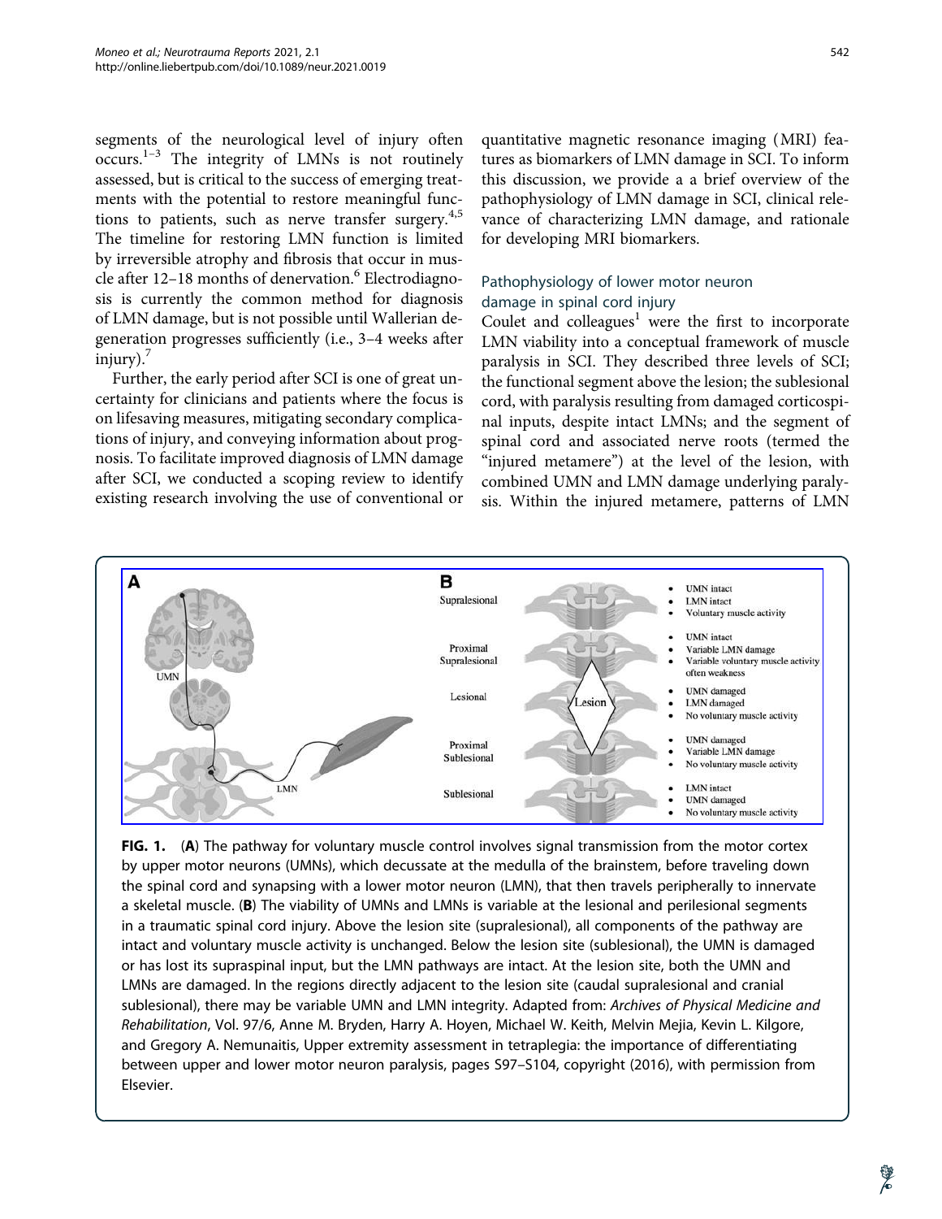segments of the neurological level of injury often occurs.[1–3] The integrity of LMNs is not routinely assessed, but is critical to the success of emerging treatments with the potential to restore meaningful functions to patients, such as nerve transfer surgery.[4,5] The timeline for restoring LMN function is limited by irreversible atrophy and fibrosis that occur in muscle after 12–18 months of denervation.[6] Electrodiagnosis is currently the common method for diagnosis of LMN damage, but is not possible until Wallerian degeneration progresses sufficiently (i.e., 3–4 weeks after injury).[7]

Further, the early period after SCI is one of great uncertainty for clinicians and patients where the focus is on lifesaving measures, mitigating secondary complications of injury, and conveying information about prognosis. To facilitate improved diagnosis of LMN damage after SCI, we conducted a scoping review to identify existing research involving the use of conventional or quantitative magnetic resonance imaging (MRI) features as biomarkers of LMN damage in SCI. To inform this discussion, we provide a a brief overview of the pathophysiology of LMN damage in SCI, clinical relevance of characterizing LMN damage, and rationale for developing MRI biomarkers.

## Pathophysiology of lower motor neuron damage in spinal cord injury

Coulet and colleagues[1] were the first to incorporate LMN viability into a conceptual framework of muscle paralysis in SCI. They described three levels of SCI; the functional segment above the lesion; the sublesional cord, with paralysis resulting from damaged corticospinal inputs, despite intact LMNs; and the segment of spinal cord and associated nerve roots (termed the "injured metamere") at the level of the lesion, with combined UMN and LMN damage underlying paralysis. Within the injured metamere, patterns of LMN

**FIG. 1.** (**A**) The pathway for voluntary muscle control involves signal transmission from the motor cortex by upper motor neurons (UMNs), which decussate at the medulla of the brainstem, before traveling down the spinal cord and synapsing with a lower motor neuron (LMN), that then travels peripherally to innervate a skeletal muscle. (**B**) The viability of UMNs and LMNs is variable at the lesional and perilesional segments in a traumatic spinal cord injury. Above the lesion site (supralesional), all components of the pathway are intact and voluntary muscle activity is unchanged. Below the lesion site (sublesional), the UMN is damaged or has lost its supraspinal input, but the LMN pathways are intact. At the lesion site, both the UMN and LMNs are damaged. In the regions directly adjacent to the lesion site (caudal supralesional and cranial sublesional), there may be variable UMN and LMN integrity. Adapted from: *Archives of Physical Medicine and Rehabilitation*, Vol. 97/6, Anne M. Bryden, Harry A. Hoyen, Michael W. Keith, Melvin Mejia, Kevin L. Kilgore, and Gregory A. Nemunaitis, Upper extremity assessment in tetraplegia: the importance of differentiating between upper and lower motor neuron paralysis, pages S97–S104, copyright (2016), with permission from Elsevier.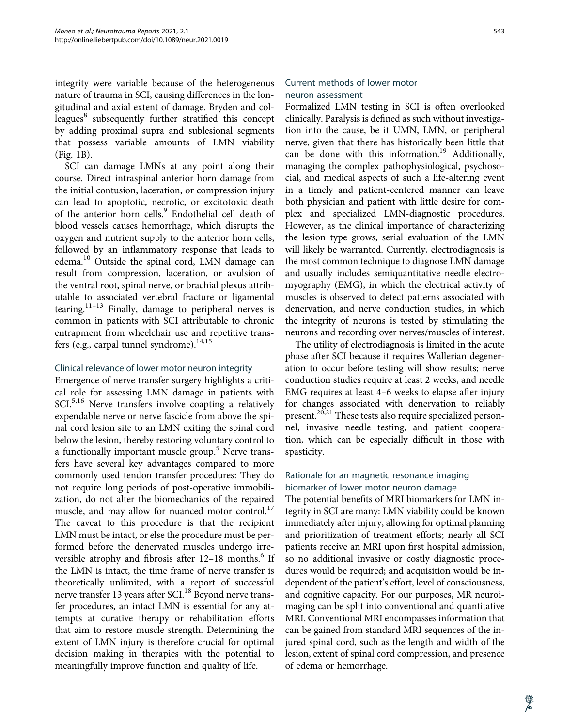integrity were variable because of the heterogeneous nature of trauma in SCI, causing differences in the longitudinal and axial extent of damage. Bryden and colleagues[8] subsequently further stratified this concept by adding proximal supra and sublesional segments that possess variable amounts of LMN viability (Fig. 1B).

SCI can damage LMNs at any point along their course. Direct intraspinal anterior horn damage from the initial contusion, laceration, or compression injury can lead to apoptotic, necrotic, or excitotoxic death of the anterior horn cells.[9] Endothelial cell death of blood vessels causes hemorrhage, which disrupts the oxygen and nutrient supply to the anterior horn cells, followed by an inflammatory response that leads to edema.[10] Outside the spinal cord, LMN damage can result from compression, laceration, or avulsion of the ventral root, spinal nerve, or brachial plexus attributable to associated vertebral fracture or ligamental tearing.[11–13] Finally, damage to peripheral nerves is common in patients with SCI attributable to chronic entrapment from wheelchair use and repetitive transfers (e.g., carpal tunnel syndrome).[14,15]

## Clinical relevance of lower motor neuron integrity

Emergence of nerve transfer surgery highlights a critical role for assessing LMN damage in patients with SCI.[5,16] Nerve transfers involve coapting a relatively expendable nerve or nerve fascicle from above the spinal cord lesion site to an LMN exiting the spinal cord below the lesion, thereby restoring voluntary control to a functionally important muscle group.[5] Nerve transfers have several key advantages compared to more commonly used tendon transfer procedures: They do not require long periods of post-operative immobilization, do not alter the biomechanics of the repaired muscle, and may allow for nuanced motor control.[17] The caveat to this procedure is that the recipient LMN must be intact, or else the procedure must be performed before the denervated muscles undergo irreversible atrophy and fibrosis after 12–18 months.[6] If the LMN is intact, the time frame of nerve transfer is theoretically unlimited, with a report of successful nerve transfer 13 years after SCI.[18] Beyond nerve transfer procedures, an intact LMN is essential for any attempts at curative therapy or rehabilitation efforts that aim to restore muscle strength. Determining the extent of LMN injury is therefore crucial for optimal decision making in therapies with the potential to meaningfully improve function and quality of life.

## Current methods of lower motor neuron assessment

Formalized LMN testing in SCI is often overlooked clinically. Paralysis is defined as such without investigation into the cause, be it UMN, LMN, or peripheral nerve, given that there has historically been little that can be done with this information.[19] Additionally, managing the complex pathophysiological, psychosocial, and medical aspects of such a life-altering event in a timely and patient-centered manner can leave both physician and patient with little desire for complex and specialized LMN-diagnostic procedures. However, as the clinical importance of characterizing the lesion type grows, serial evaluation of the LMN will likely be warranted. Currently, electrodiagnosis is the most common technique to diagnose LMN damage and usually includes semiquantitative needle electromyography (EMG), in which the electrical activity of muscles is observed to detect patterns associated with denervation, and nerve conduction studies, in which the integrity of neurons is tested by stimulating the neurons and recording over nerves/muscles of interest.

The utility of electrodiagnosis is limited in the acute phase after SCI because it requires Wallerian degeneration to occur before testing will show results; nerve conduction studies require at least 2 weeks, and needle EMG requires at least 4–6 weeks to elapse after injury for changes associated with denervation to reliably present.[20,21] These tests also require specialized personnel, invasive needle testing, and patient cooperation, which can be especially difficult in those with spasticity.

## Rationale for an magnetic resonance imaging biomarker of lower motor neuron damage

The potential benefits of MRI biomarkers for LMN integrity in SCI are many: LMN viability could be known immediately after injury, allowing for optimal planning and prioritization of treatment efforts; nearly all SCI patients receive an MRI upon first hospital admission, so no additional invasive or costly diagnostic procedures would be required; and acquisition would be independent of the patient's effort, level of consciousness, and cognitive capacity. For our purposes, MR neuroimaging can be split into conventional and quantitative MRI. Conventional MRI encompasses information that can be gained from standard MRI sequences of the injured spinal cord, such as the length and width of the lesion, extent of spinal cord compression, and presence of edema or hemorrhage.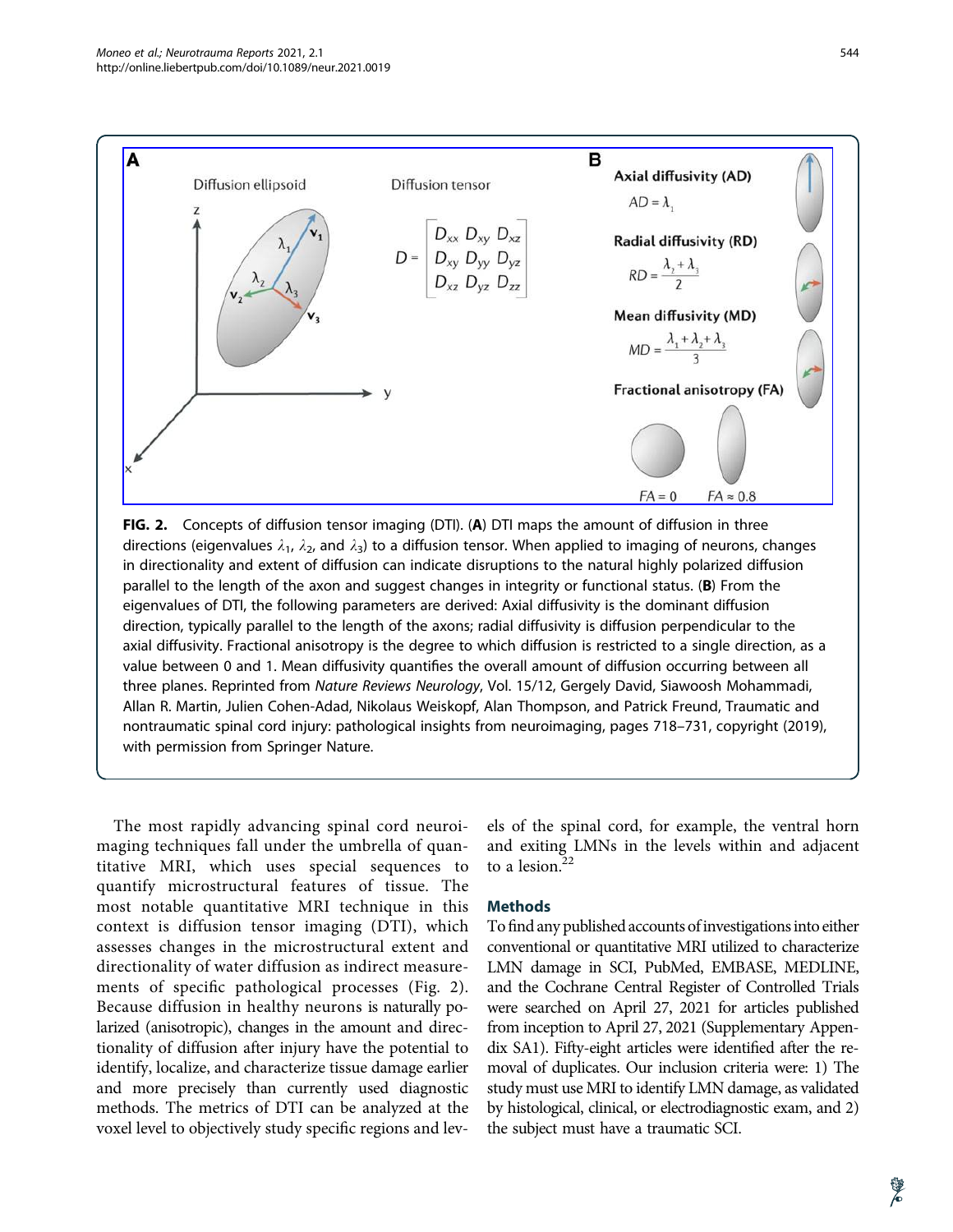**FIG. 2.** Concepts of diffusion tensor imaging (DTI). (**A**) DTI maps the amount of diffusion in three directions (eigenvalues $\lambda_1$, $\lambda_2$, and $\lambda_3$) to a diffusion tensor. When applied to imaging of neurons, changes in directionality and extent of diffusion can indicate disruptions to the natural highly polarized diffusion parallel to the length of the axon and suggest changes in integrity or functional status. (**B**) From the eigenvalues of DTI, the following parameters are derived: Axial diffusivity is the dominant diffusion direction, typically parallel to the length of the axons; radial diffusivity is diffusion perpendicular to the axial diffusivity. Fractional anisotropy is the degree to which diffusion is restricted to a single direction, as a value between 0 and 1. Mean diffusivity quantifies the overall amount of diffusion occurring between all three planes. Reprinted from *Nature Reviews Neurology*, Vol. 15/12, Gergely David, Siawoosh Mohammadi, Allan R. Martin, Julien Cohen-Adad, Nikolaus Weiskopf, Alan Thompson, and Patrick Freund, Traumatic and nontraumatic spinal cord injury: pathological insights from neuroimaging, pages 718–731, copyright (2019), with permission from Springer Nature.

The most rapidly advancing spinal cord neuroimaging techniques fall under the umbrella of quantitative MRI, which uses special sequences to quantify microstructural features of tissue. The most notable quantitative MRI technique in this context is diffusion tensor imaging (DTI), which assesses changes in the microstructural extent and directionality of water diffusion as indirect measurements of specific pathological processes (Fig. 2). Because diffusion in healthy neurons is naturally polarized (anisotropic), changes in the amount and directionality of diffusion after injury have the potential to identify, localize, and characterize tissue damage earlier and more precisely than currently used diagnostic methods. The metrics of DTI can be analyzed at the voxel level to objectively study specific regions and levels of the spinal cord, for example, the ventral horn and exiting LMNs in the levels within and adjacent to a lesion.[22]

## Methods

To find any published accounts of investigations into either conventional or quantitative MRI utilized to characterize LMN damage in SCI, PubMed, EMBASE, MEDLINE, and the Cochrane Central Register of Controlled Trials were searched on April 27, 2021 for articles published from inception to April 27, 2021 (Supplementary Appendix SA1). Fifty-eight articles were identified after the removal of duplicates. Our inclusion criteria were: 1) The study must use MRI to identify LMN damage, as validated by histological, clinical, or electrodiagnostic exam, and 2) the subject must have a traumatic SCI.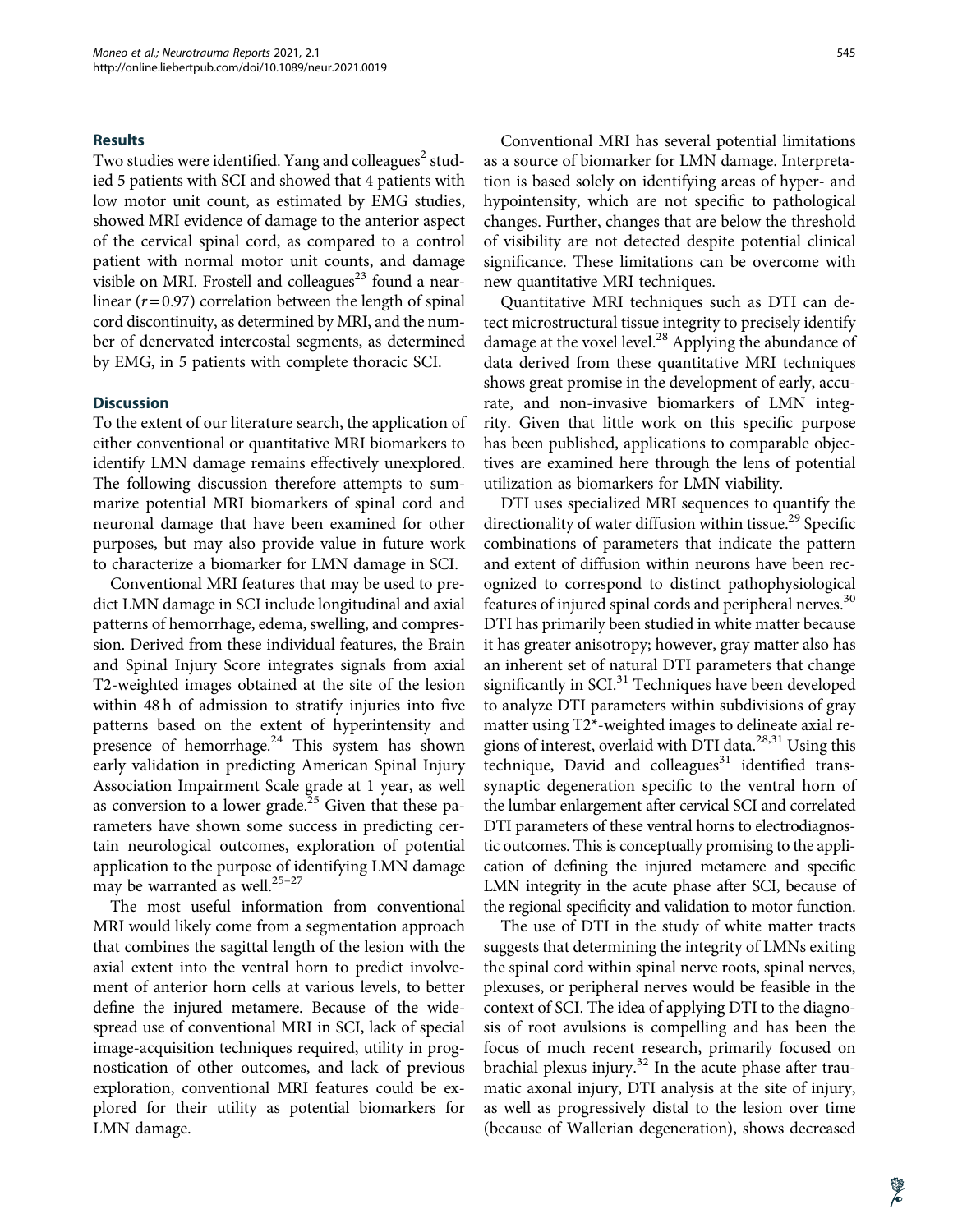## Results

Two studies were identified. Yang and colleagues[2] studied 5 patients with SCI and showed that 4 patients with low motor unit count, as estimated by EMG studies, showed MRI evidence of damage to the anterior aspect of the cervical spinal cord, as compared to a control patient with normal motor unit counts, and damage visible on MRI. Frostell and colleagues[23] found a near-linear ($r = 0.97$) correlation between the length of spinal cord discontinuity, as determined by MRI, and the number of denervated intercostal segments, as determined by EMG, in 5 patients with complete thoracic SCI.

## Discussion

To the extent of our literature search, the application of either conventional or quantitative MRI biomarkers to identify LMN damage remains effectively unexplored. The following discussion therefore attempts to summarize potential MRI biomarkers of spinal cord and neuronal damage that have been examined for other purposes, but may also provide value in future work to characterize a biomarker for LMN damage in SCI.

Conventional MRI features that may be used to predict LMN damage in SCI include longitudinal and axial patterns of hemorrhage, edema, swelling, and compression. Derived from these individual features, the Brain and Spinal Injury Score integrates signals from axial T2-weighted images obtained at the site of the lesion within 48 h of admission to stratify injuries into five patterns based on the extent of hyperintensity and presence of hemorrhage.[24] This system has shown early validation in predicting American Spinal Injury Association Impairment Scale grade at 1 year, as well as conversion to a lower grade.[25] Given that these parameters have shown some success in predicting certain neurological outcomes, exploration of potential application to the purpose of identifying LMN damage may be warranted as well.[25–27]

The most useful information from conventional MRI would likely come from a segmentation approach that combines the sagittal length of the lesion with the axial extent into the ventral horn to predict involvement of anterior horn cells at various levels, to better define the injured metamere. Because of the widespread use of conventional MRI in SCI, lack of special image-acquisition techniques required, utility in prognostication of other outcomes, and lack of previous exploration, conventional MRI features could be explored for their utility as potential biomarkers for LMN damage.

Conventional MRI has several potential limitations as a source of biomarker for LMN damage. Interpretation is based solely on identifying areas of hyper- and hypointensity, which are not specific to pathological changes. Further, changes that are below the threshold of visibility are not detected despite potential clinical significance. These limitations can be overcome with new quantitative MRI techniques.

Quantitative MRI techniques such as DTI can detect microstructural tissue integrity to precisely identify damage at the voxel level.[28] Applying the abundance of data derived from these quantitative MRI techniques shows great promise in the development of early, accurate, and non-invasive biomarkers of LMN integrity. Given that little work on this specific purpose has been published, applications to comparable objectives are examined here through the lens of potential utilization as biomarkers for LMN viability.

DTI uses specialized MRI sequences to quantify the directionality of water diffusion within tissue.[29] Specific combinations of parameters that indicate the pattern and extent of diffusion within neurons have been recognized to correspond to distinct pathophysiological features of injured spinal cords and peripheral nerves.[30] DTI has primarily been studied in white matter because it has greater anisotropy; however, gray matter also has an inherent set of natural DTI parameters that change significantly in SCI.[31] Techniques have been developed to analyze DTI parameters within subdivisions of gray matter using T2*-weighted images to delineate axial regions of interest, overlaid with DTI data.[28,31] Using this technique, David and colleagues[31] identified trans-synaptic degeneration specific to the ventral horn of the lumbar enlargement after cervical SCI and correlated DTI parameters of these ventral horns to electrodiagnostic outcomes. This is conceptually promising to the application of defining the injured metamere and specific LMN integrity in the acute phase after SCI, because of the regional specificity and validation to motor function.

The use of DTI in the study of white matter tracts suggests that determining the integrity of LMNs exiting the spinal cord within spinal nerve roots, spinal nerves, plexuses, or peripheral nerves would be feasible in the context of SCI. The idea of applying DTI to the diagnosis of root avulsions is compelling and has been the focus of much recent research, primarily focused on brachial plexus injury.[32] In the acute phase after traumatic axonal injury, DTI analysis at the site of injury, as well as progressively distal to the lesion over time (because of Wallerian degeneration), shows decreased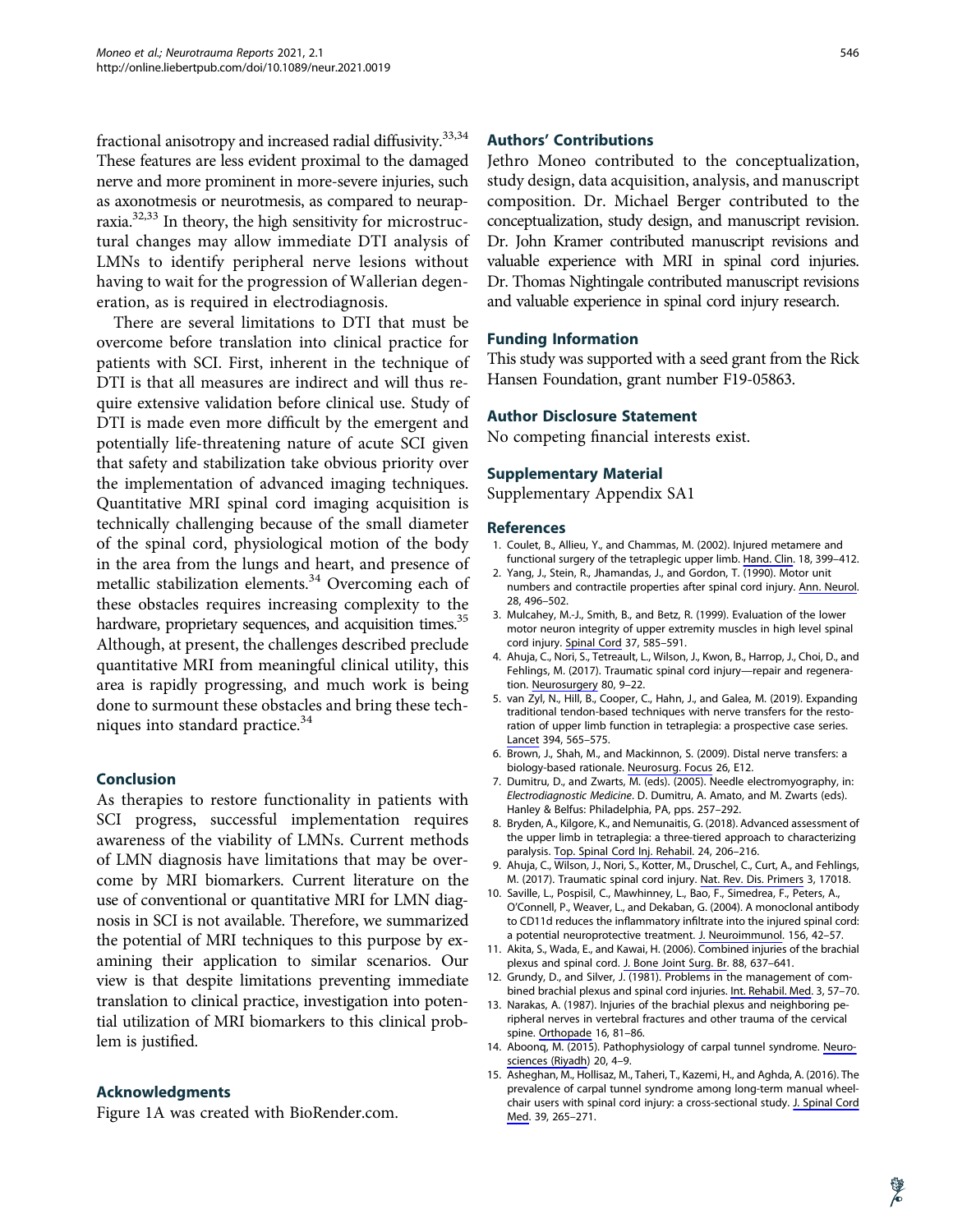fractional anisotropy and increased radial diffusivity.[33,34] These features are less evident proximal to the damaged nerve and more prominent in more-severe injuries, such as axonotmesis or neurotmesis, as compared to neurapraxia.[32,33] In theory, the high sensitivity for microstructural changes may allow immediate DTI analysis of LMNs to identify peripheral nerve lesions without having to wait for the progression of Wallerian degeneration, as is required in electrodiagnosis.

There are several limitations to DTI that must be overcome before translation into clinical practice for patients with SCI. First, inherent in the technique of DTI is that all measures are indirect and will thus require extensive validation before clinical use. Study of DTI is made even more difficult by the emergent and potentially life-threatening nature of acute SCI given that safety and stabilization take obvious priority over the implementation of advanced imaging techniques. Quantitative MRI spinal cord imaging acquisition is technically challenging because of the small diameter of the spinal cord, physiological motion of the body in the area from the lungs and heart, and presence of metallic stabilization elements.[34] Overcoming each of these obstacles requires increasing complexity to the hardware, proprietary sequences, and acquisition times.[35] Although, at present, the challenges described preclude quantitative MRI from meaningful clinical utility, this area is rapidly progressing, and much work is being done to surmount these obstacles and bring these techniques into standard practice.[34]

## Conclusion

As therapies to restore functionality in patients with SCI progress, successful implementation requires awareness of the viability of LMNs. Current methods of LMN diagnosis have limitations that may be overcome by MRI biomarkers. Current literature on the use of conventional or quantitative MRI for LMN diagnosis in SCI is not available. Therefore, we summarized the potential of MRI techniques to this purpose by examining their application to similar scenarios. Our view is that despite limitations preventing immediate translation to clinical practice, investigation into potential utilization of MRI biomarkers to this clinical problem is justified.

## Acknowledgments

Figure 1A was created with BioRender.com.

## Authors' Contributions

Jethro Moneo contributed to the conceptualization, study design, data acquisition, analysis, and manuscript composition. Dr. Michael Berger contributed to the conceptualization, study design, and manuscript revision. Dr. John Kramer contributed manuscript revisions and valuable experience with MRI in spinal cord injuries. Dr. Thomas Nightingale contributed manuscript revisions and valuable experience in spinal cord injury research.

## Funding Information

This study was supported with a seed grant from the Rick Hansen Foundation, grant number F19-05863.

## Author Disclosure Statement

No competing financial interests exist.

## Supplementary Material

Supplementary Appendix SA1

## References

1. Coulet, B., Allieu, Y., and Chammas, M. (2002). Injured metamere and functional surgery of the tetraplegic upper limb. Hand. Clin. 18, 399–412.
2. Yang, J., Stein, R., Jhamandas, J., and Gordon, T. (1990). Motor unit numbers and contractile properties after spinal cord injury. Ann. Neurol. 28, 496–502.
3. Mulcahey, M.-J., Smith, B., and Betz, R. (1999). Evaluation of the lower motor neuron integrity of upper extremity muscles in high level spinal cord injury. Spinal Cord 37, 585–591.
4. Ahuja, C., Nori, S., Tetreault, L., Wilson, J., Kwon, B., Harrop, J., Choi, D., and Fehlings, M. (2017). Traumatic spinal cord injury—repair and regeneration. Neurosurgery 80, 9–22.
5. van Zyl, N., Hill, B., Cooper, C., Hahn, J., and Galea, M. (2019). Expanding traditional tendon-based techniques with nerve transfers for the restoration of upper limb function in tetraplegia: a prospective case series. Lancet 394, 565–575.
6. Brown, J., Shah, M., and Mackinnon, S. (2009). Distal nerve transfers: a biology-based rationale. Neurosurg. Focus 26, E12.
7. Dumitru, D., and Zwarts, M. (eds). (2005). Needle electromyography, in: *Electrodiagnostic Medicine*. D. Dumitru, A. Amato, and M. Zwarts (eds). Hanley & Belfus: Philadelphia, PA, pps. 257–292.
8. Bryden, A., Kilgore, K., and Nemunaitis, G. (2018). Advanced assessment of the upper limb in tetraplegia: a three-tiered approach to characterizing paralysis. Top. Spinal Cord Inj. Rehabil. 24, 206–216.
9. Ahuja, C., Wilson, J., Nori, S., Kotter, M., Druschel, C., Curt, A., and Fehlings, M. (2017). Traumatic spinal cord injury. Nat. Rev. Dis. Primers 3, 17018.
10. Saville, L., Pospisil, C., Mawhinney, L., Bao, F., Simedrea, F., Peters, A., O'Connell, P., Weaver, L., and Dekaban, G. (2004). A monoclonal antibody to CD11d reduces the inflammatory infiltrate into the injured spinal cord: a potential neuroprotective treatment. J. Neuroimmunol. 156, 42–57.
11. Akita, S., Wada, E., and Kawai, H. (2006). Combined injuries of the brachial plexus and spinal cord. J. Bone Joint Surg. Br. 88, 637–641.
12. Grundy, D., and Silver, J. (1981). Problems in the management of combined brachial plexus and spinal cord injuries. Int. Rehabil. Med. 3, 57–70.
13. Narakas, A. (1987). Injuries of the brachial plexus and neighboring peripheral nerves in vertebral fractures and other trauma of the cervical spine. Orthopade 16, 81–86.
14. Aboonq, M. (2015). Pathophysiology of carpal tunnel syndrome. Neurosciences (Riyadh) 20, 4–9.
15. Asheghan, M., Hollisaz, M., Taheri, T., Kazemi, H., and Aghda, A. (2016). The prevalence of carpal tunnel syndrome among long-term manual wheelchair users with spinal cord injury: a cross-sectional study. J. Spinal Cord Med. 39, 265–271.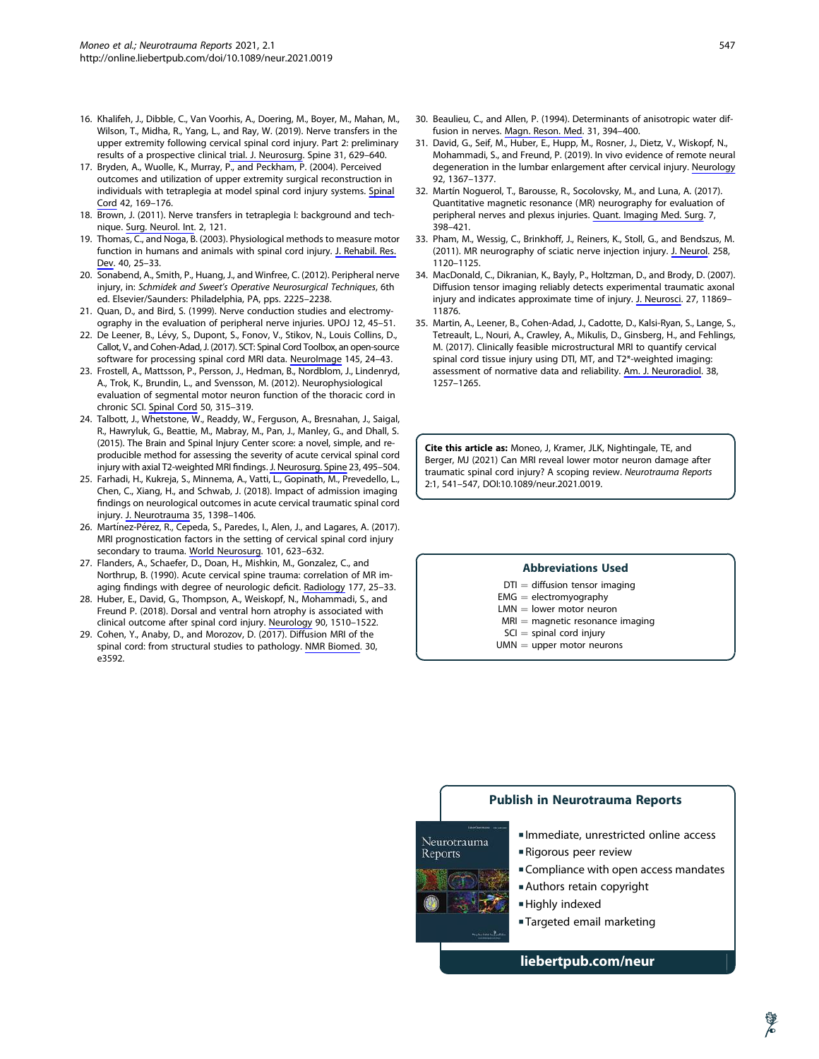16. Khalifeh, J., Dibble, C., Van Voorhis, A., Doering, M., Boyer, M., Mahan, M., Wilson, T., Midha, R., Yang, L., and Ray, W. (2019). Nerve transfers in the upper extremity following cervical spinal cord injury. Part 2: preliminary results of a prospective clinical trial. J. Neurosurg. Spine 31, 629–640.
17. Bryden, A., Wuolle, K., Murray, P., and Peckham, P. (2004). Perceived outcomes and utilization of upper extremity surgical reconstruction in individuals with tetraplegia at model spinal cord injury systems. Spinal Cord 42, 169–176.
18. Brown, J. (2011). Nerve transfers in tetraplegia I: background and technique. Surg. Neurol. Int. 2, 121.
19. Thomas, C., and Noga, B. (2003). Physiological methods to measure motor function in humans and animals with spinal cord injury. J. Rehabil. Res. Dev. 40, 25–33.
20. Sonabend, A., Smith, P., Huang, J., and Winfree, C. (2012). Peripheral nerve injury, in: *Schmidek and Sweet's Operative Neurosurgical Techniques*, 6th ed. Elsevier/Saunders: Philadelphia, PA, pps. 2225–2238.
21. Quan, D., and Bird, S. (1999). Nerve conduction studies and electromyography in the evaluation of peripheral nerve injuries. UPOJ 12, 45–51.
22. De Leener, B., Lévy, S., Dupont, S., Fonov, V., Stikov, N., Louis Collins, D., Callot, V., and Cohen-Adad, J. (2017). SCT: Spinal Cord Toolbox, an open-source software for processing spinal cord MRI data. NeuroImage 145, 24–43.
23. Frostell, A., Mattsson, P., Persson, J., Hedman, B., Nordblom, J., Lindenryd, A., Trok, K., Brundin, L., and Svensson, M. (2012). Neurophysiological evaluation of segmental motor neuron function of the thoracic cord in chronic SCI. Spinal Cord 50, 315–319.
24. Talbott, J., Whetstone, W., Readdy, W., Ferguson, A., Bresnahan, J., Saigal, R., Hawryluk, G., Beattie, M., Mabray, M., Pan, J., Manley, G., and Dhall, S. (2015). The Brain and Spinal Injury Center score: a novel, simple, and reproducible method for assessing the severity of acute cervical spinal cord injury with axial T2-weighted MRI findings. J. Neurosurg. Spine 23, 495–504.
25. Farhadi, H., Kukreja, S., Minnema, A., Vatti, L., Gopinath, M., Prevedello, L., Chen, C., Xiang, H., and Schwab, J. (2018). Impact of admission imaging findings on neurological outcomes in acute cervical traumatic spinal cord injury. J. Neurotrauma 35, 1398–1406.
26. Martínez-Pérez, R., Cepeda, S., Paredes, I., Alen, J., and Lagares, A. (2017). MRI prognostication factors in the setting of cervical spinal cord injury secondary to trauma. World Neurosurg. 101, 623–632.
27. Flanders, A., Schaefer, D., Doan, H., Mishkin, M., Gonzalez, C., and Northrup, B. (1990). Acute cervical spine trauma: correlation of MR imaging findings with degree of neurologic deficit. Radiology 177, 25–33.
28. Huber, E., David, G., Thompson, A., Weiskopf, N., Mohammadi, S., and Freund P. (2018). Dorsal and ventral horn atrophy is associated with clinical outcome after spinal cord injury. Neurology 90, 1510–1522.
29. Cohen, Y., Anaby, D., and Morozov, D. (2017). Diffusion MRI of the spinal cord: from structural studies to pathology. NMR Biomed. 30, e3592.
30. Beaulieu, C., and Allen, P. (1994). Determinants of anisotropic water diffusion in nerves. Magn. Reson. Med. 31, 394–400.
31. David, G., Seif, M., Huber, E., Hupp, M., Rosner, J., Dietz, V., Wiskopf, N., Mohammadi, S., and Freund, P. (2019). In vivo evidence of remote neural degeneration in the lumbar enlargement after cervical injury. Neurology 92, 1367–1377.
32. Martín Noguerol, T., Barousse, R., Socolovsky, M., and Luna, A. (2017). Quantitative magnetic resonance (MR) neurography for evaluation of peripheral nerves and plexus injuries. Quant. Imaging Med. Surg. 7, 398–421.
33. Pham, M., Wessig, C., Brinkhoff, J., Reiners, K., Stoll, G., and Bendszus, M. (2011). MR neurography of sciatic nerve injection injury. J. Neurol. 258, 1120–1125.
34. MacDonald, C., Dikranian, K., Bayly, P., Holtzman, D., and Brody, D. (2007). Diffusion tensor imaging reliably detects experimental traumatic axonal injury and indicates approximate time of injury. J. Neurosci. 27, 11869–11876.
35. Martin, A., Leener, B., Cohen-Adad, J., Cadotte, D., Kalsi-Ryan, S., Lange, S., Tetreault, L., Nouri, A., Crawley, A., Mishra, H., Ginsberg, H., and Fehlings, M. (2017). Clinically feasible microstructural MRI to quantify cervical spinal cord tissue injury using DTI, MT, and T2*-weighted imaging: assessment of normative data and reliability. Am. J. Neuroradiol. 38, 1257–1265.

**Cite this article as:** Moneo, J, Kramer, JLK, Nightingale, TE, and Berger, MJ (2021) Can MRI reveal lower motor neuron damage after traumatic spinal cord injury? A scoping review. *Neurotrauma Reports* 2:1, 541–547, DOI:10.1089/neur.2021.0019.

**Abbreviations Used**

DTI = diffusion tensor imaging
EMG = electromyography
LMN = lower motor neuron
MRI = magnetic resonance imaging
SCI = spinal cord injury
UMN = upper motor neurons

**Publish in Neurotrauma Reports**

- Immediate, unrestricted online access
- Rigorous peer review
- Compliance with open access mandates
- Authors retain copyright
- Highly indexed
- Targeted email marketing

**liebertpub.com/neur**